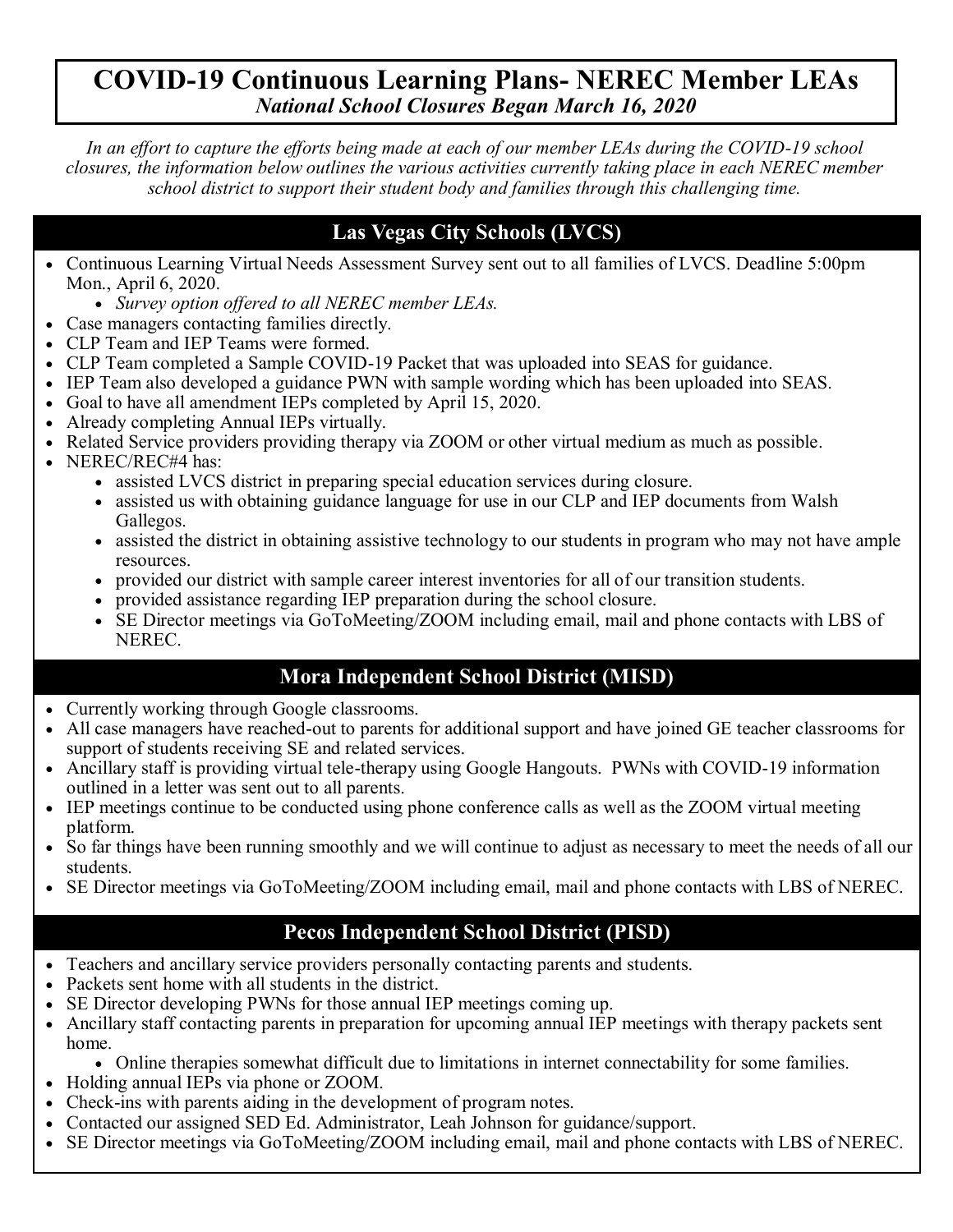# COVID-19 Continuous Learning Plans- NEREC Member LEAs

***National School Closures Began March 16, 2020***

*In an effort to capture the efforts being made at each of our member LEAs during the COVID-19 school closures, the information below outlines the various activities currently taking place in each NEREC member school district to support their student body and families through this challenging time.*

## Las Vegas City Schools (LVCS)

- Continuous Learning Virtual Needs Assessment Survey sent out to all families of LVCS. Deadline 5:00pm Mon., April 6, 2020.
  - *Survey option offered to all NEREC member LEAs.*
- Case managers contacting families directly.
- CLP Team and IEP Teams were formed.
- CLP Team completed a Sample COVID-19 Packet that was uploaded into SEAS for guidance.
- IEP Team also developed a guidance PWN with sample wording which has been uploaded into SEAS.
- Goal to have all amendment IEPs completed by April 15, 2020.
- Already completing Annual IEPs virtually.
- Related Service providers providing therapy via ZOOM or other virtual medium as much as possible.
- NEREC/REC#4 has:
  - assisted LVCS district in preparing special education services during closure.
  - assisted us with obtaining guidance language for use in our CLP and IEP documents from Walsh Gallegos.
  - assisted the district in obtaining assistive technology to our students in program who may not have ample resources.
  - provided our district with sample career interest inventories for all of our transition students.
  - provided assistance regarding IEP preparation during the school closure.
  - SE Director meetings via GoToMeeting/ZOOM including email, mail and phone contacts with LBS of NEREC.

## Mora Independent School District (MISD)

- Currently working through Google classrooms.
- All case managers have reached-out to parents for additional support and have joined GE teacher classrooms for support of students receiving SE and related services.
- Ancillary staff is providing virtual tele-therapy using Google Hangouts. PWNs with COVID-19 information outlined in a letter was sent out to all parents.
- IEP meetings continue to be conducted using phone conference calls as well as the ZOOM virtual meeting platform.
- So far things have been running smoothly and we will continue to adjust as necessary to meet the needs of all our students.
- SE Director meetings via GoToMeeting/ZOOM including email, mail and phone contacts with LBS of NEREC.

## Pecos Independent School District (PISD)

- Teachers and ancillary service providers personally contacting parents and students.
- Packets sent home with all students in the district.
- SE Director developing PWNs for those annual IEP meetings coming up.
- Ancillary staff contacting parents in preparation for upcoming annual IEP meetings with therapy packets sent home.
  - Online therapies somewhat difficult due to limitations in internet connectability for some families.
- Holding annual IEPs via phone or ZOOM.
- Check-ins with parents aiding in the development of program notes.
- Contacted our assigned SED Ed. Administrator, Leah Johnson for guidance/support.
- SE Director meetings via GoToMeeting/ZOOM including email, mail and phone contacts with LBS of NEREC.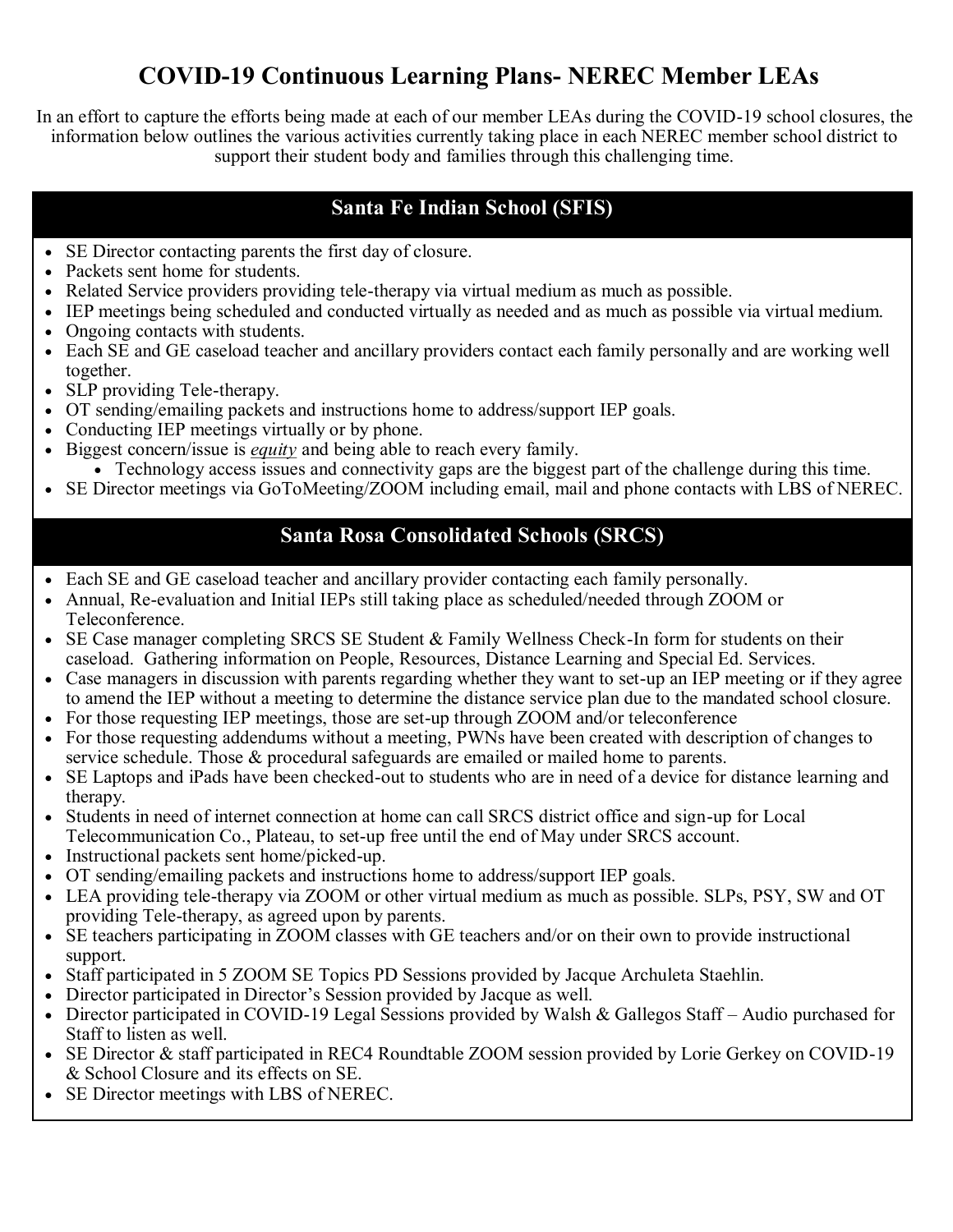# COVID-19 Continuous Learning Plans- NEREC Member LEAs

In an effort to capture the efforts being made at each of our member LEAs during the COVID-19 school closures, the information below outlines the various activities currently taking place in each NEREC member school district to support their student body and families through this challenging time.

## Santa Fe Indian School (SFIS)

- SE Director contacting parents the first day of closure.
- Packets sent home for students.
- Related Service providers providing tele-therapy via virtual medium as much as possible.
- IEP meetings being scheduled and conducted virtually as needed and as much as possible via virtual medium.
- Ongoing contacts with students.
- Each SE and GE caseload teacher and ancillary providers contact each family personally and are working well together.
- SLP providing Tele-therapy.
- OT sending/emailing packets and instructions home to address/support IEP goals.
- Conducting IEP meetings virtually or by phone.
- Biggest concern/issue is ***equity*** and being able to reach every family.
  - Technology access issues and connectivity gaps are the biggest part of the challenge during this time.
- SE Director meetings via GoToMeeting/ZOOM including email, mail and phone contacts with LBS of NEREC.

## Santa Rosa Consolidated Schools (SRCS)

- Each SE and GE caseload teacher and ancillary provider contacting each family personally.
- Annual, Re-evaluation and Initial IEPs still taking place as scheduled/needed through ZOOM or Teleconference.
- SE Case manager completing SRCS SE Student & Family Wellness Check-In form for students on their caseload. Gathering information on People, Resources, Distance Learning and Special Ed. Services.
- Case managers in discussion with parents regarding whether they want to set-up an IEP meeting or if they agree to amend the IEP without a meeting to determine the distance service plan due to the mandated school closure.
- For those requesting IEP meetings, those are set-up through ZOOM and/or teleconference
- For those requesting addendums without a meeting, PWNs have been created with description of changes to service schedule. Those & procedural safeguards are emailed or mailed home to parents.
- SE Laptops and iPads have been checked-out to students who are in need of a device for distance learning and therapy.
- Students in need of internet connection at home can call SRCS district office and sign-up for Local Telecommunication Co., Plateau, to set-up free until the end of May under SRCS account.
- Instructional packets sent home/picked-up.
- OT sending/emailing packets and instructions home to address/support IEP goals.
- LEA providing tele-therapy via ZOOM or other virtual medium as much as possible. SLPs, PSY, SW and OT providing Tele-therapy, as agreed upon by parents.
- SE teachers participating in ZOOM classes with GE teachers and/or on their own to provide instructional support.
- Staff participated in 5 ZOOM SE Topics PD Sessions provided by Jacque Archuleta Staehlin.
- Director participated in Director's Session provided by Jacque as well.
- Director participated in COVID-19 Legal Sessions provided by Walsh & Gallegos Staff – Audio purchased for Staff to listen as well.
- SE Director & staff participated in REC4 Roundtable ZOOM session provided by Lorie Gerkey on COVID-19 & School Closure and its effects on SE.
- SE Director meetings with LBS of NEREC.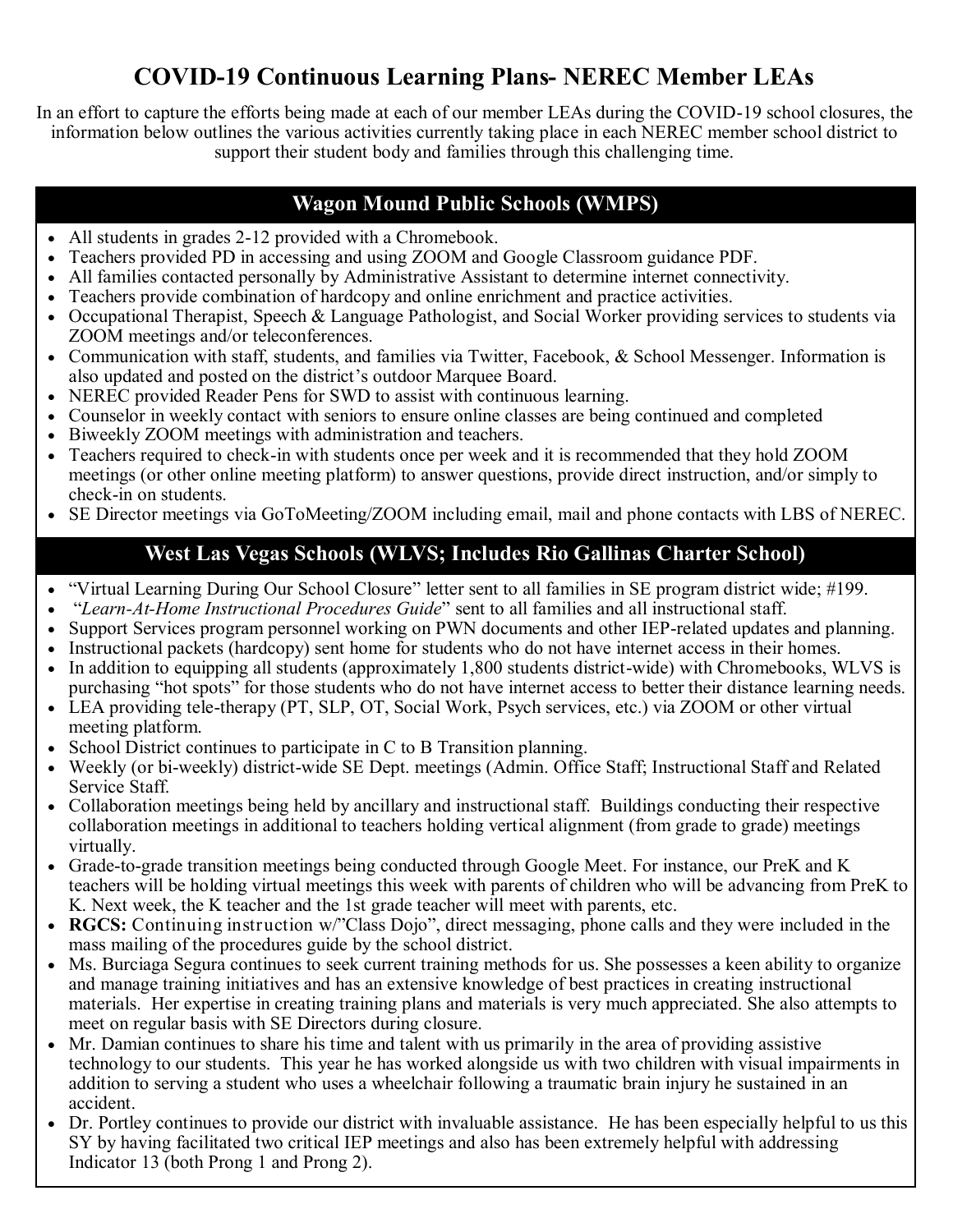# COVID-19 Continuous Learning Plans- NEREC Member LEAs

In an effort to capture the efforts being made at each of our member LEAs during the COVID-19 school closures, the information below outlines the various activities currently taking place in each NEREC member school district to support their student body and families through this challenging time.

## Wagon Mound Public Schools (WMPS)

- All students in grades 2-12 provided with a Chromebook.
- Teachers provided PD in accessing and using ZOOM and Google Classroom guidance PDF.
- All families contacted personally by Administrative Assistant to determine internet connectivity.
- Teachers provide combination of hardcopy and online enrichment and practice activities.
- Occupational Therapist, Speech & Language Pathologist, and Social Worker providing services to students via ZOOM meetings and/or teleconferences.
- Communication with staff, students, and families via Twitter, Facebook, & School Messenger. Information is also updated and posted on the district's outdoor Marquee Board.
- NEREC provided Reader Pens for SWD to assist with continuous learning.
- Counselor in weekly contact with seniors to ensure online classes are being continued and completed
- Biweekly ZOOM meetings with administration and teachers.
- Teachers required to check-in with students once per week and it is recommended that they hold ZOOM meetings (or other online meeting platform) to answer questions, provide direct instruction, and/or simply to check-in on students.
- SE Director meetings via GoToMeeting/ZOOM including email, mail and phone contacts with LBS of NEREC.

## West Las Vegas Schools (WLVS; Includes Rio Gallinas Charter School)

- "Virtual Learning During Our School Closure" letter sent to all families in SE program district wide; #199.
- "*Learn-At-Home Instructional Procedures Guide*" sent to all families and all instructional staff.
- Support Services program personnel working on PWN documents and other IEP-related updates and planning.
- Instructional packets (hardcopy) sent home for students who do not have internet access in their homes.
- In addition to equipping all students (approximately 1,800 students district-wide) with Chromebooks, WLVS is purchasing "hot spots" for those students who do not have internet access to better their distance learning needs.
- LEA providing tele-therapy (PT, SLP, OT, Social Work, Psych services, etc.) via ZOOM or other virtual meeting platform.
- School District continues to participate in C to B Transition planning.
- Weekly (or bi-weekly) district-wide SE Dept. meetings (Admin. Office Staff; Instructional Staff and Related Service Staff.
- Collaboration meetings being held by ancillary and instructional staff. Buildings conducting their respective collaboration meetings in additional to teachers holding vertical alignment (from grade to grade) meetings virtually.
- Grade-to-grade transition meetings being conducted through Google Meet. For instance, our PreK and K teachers will be holding virtual meetings this week with parents of children who will be advancing from PreK to K. Next week, the K teacher and the 1st grade teacher will meet with parents, etc.
- **RGCS:** Continuing instruction w/"Class Dojo", direct messaging, phone calls and they were included in the mass mailing of the procedures guide by the school district.
- Ms. Burciaga Segura continues to seek current training methods for us. She possesses a keen ability to organize and manage training initiatives and has an extensive knowledge of best practices in creating instructional materials. Her expertise in creating training plans and materials is very much appreciated. She also attempts to meet on regular basis with SE Directors during closure.
- Mr. Damian continues to share his time and talent with us primarily in the area of providing assistive technology to our students. This year he has worked alongside us with two children with visual impairments in addition to serving a student who uses a wheelchair following a traumatic brain injury he sustained in an accident.
- Dr. Portley continues to provide our district with invaluable assistance. He has been especially helpful to us this SY by having facilitated two critical IEP meetings and also has been extremely helpful with addressing Indicator 13 (both Prong 1 and Prong 2).